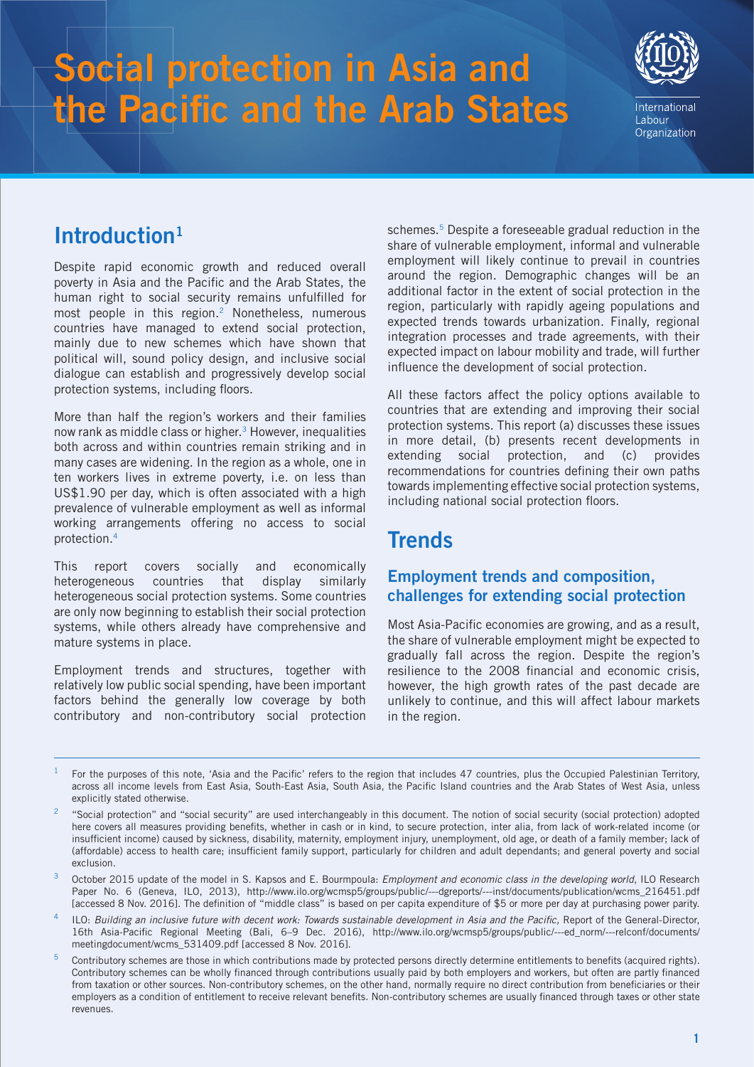# Social protection in Asia and the Pacific and the Arab States

International Labour Organization

## Introduction[1]

Despite rapid economic growth and reduced overall poverty in Asia and the Pacific and the Arab States, the human right to social security remains unfulfilled for most people in this region.[2] Nonetheless, numerous countries have managed to extend social protection, mainly due to new schemes which have shown that political will, sound policy design, and inclusive social dialogue can establish and progressively develop social protection systems, including floors.

More than half the region's workers and their families now rank as middle class or higher.[3] However, inequalities both across and within countries remain striking and in many cases are widening. In the region as a whole, one in ten workers lives in extreme poverty, i.e. on less than US$1.90 per day, which is often associated with a high prevalence of vulnerable employment as well as informal working arrangements offering no access to social protection.[4]

This report covers socially and economically heterogeneous countries that display similarly heterogeneous social protection systems. Some countries are only now beginning to establish their social protection systems, while others already have comprehensive and mature systems in place.

Employment trends and structures, together with relatively low public social spending, have been important factors behind the generally low coverage by both contributory and non-contributory social protection schemes.[5] Despite a foreseeable gradual reduction in the share of vulnerable employment, informal and vulnerable employment will likely continue to prevail in countries around the region. Demographic changes will be an additional factor in the extent of social protection in the region, particularly with rapidly ageing populations and expected trends towards urbanization. Finally, regional integration processes and trade agreements, with their expected impact on labour mobility and trade, will further influence the development of social protection.

All these factors affect the policy options available to countries that are extending and improving their social protection systems. This report (a) discusses these issues in more detail, (b) presents recent developments in extending social protection, and (c) provides recommendations for countries defining their own paths towards implementing effective social protection systems, including national social protection floors.

## Trends

### Employment trends and composition, challenges for extending social protection

Most Asia-Pacific economies are growing, and as a result, the share of vulnerable employment might be expected to gradually fall across the region. Despite the region's resilience to the 2008 financial and economic crisis, however, the high growth rates of the past decade are unlikely to continue, and this will affect labour markets in the region.

---

[1] For the purposes of this note, 'Asia and the Pacific' refers to the region that includes 47 countries, plus the Occupied Palestinian Territory, across all income levels from East Asia, South-East Asia, South Asia, the Pacific Island countries and the Arab States of West Asia, unless explicitly stated otherwise.

[2] "Social protection" and "social security" are used interchangeably in this document. The notion of social security (social protection) adopted here covers all measures providing benefits, whether in cash or in kind, to secure protection, inter alia, from lack of work-related income (or insufficient income) caused by sickness, disability, maternity, employment injury, unemployment, old age, or death of a family member; lack of (affordable) access to health care; insufficient family support, particularly for children and adult dependants; and general poverty and social exclusion.

[3] October 2015 update of the model in S. Kapsos and E. Bourmpoula: *Employment and economic class in the developing world*, ILO Research Paper No. 6 (Geneva, ILO, 2013), http://www.ilo.org/wcmsp5/groups/public/---dgreports/---inst/documents/publication/wcms_216451.pdf [accessed 8 Nov. 2016]. The definition of "middle class" is based on per capita expenditure of $5 or more per day at purchasing power parity.

[4] ILO: *Building an inclusive future with decent work: Towards sustainable development in Asia and the Pacific,* Report of the General-Director, 16th Asia-Pacific Regional Meeting (Bali, 6–9 Dec. 2016), http://www.ilo.org/wcmsp5/groups/public/---ed_norm/---relconf/documents/meetingdocument/wcms_531409.pdf [accessed 8 Nov. 2016].

[5] Contributory schemes are those in which contributions made by protected persons directly determine entitlements to benefits (acquired rights). Contributory schemes can be wholly financed through contributions usually paid by both employers and workers, but often are partly financed from taxation or other sources. Non-contributory schemes, on the other hand, normally require no direct contribution from beneficiaries or their employers as a condition of entitlement to receive relevant benefits. Non-contributory schemes are usually financed through taxes or other state revenues.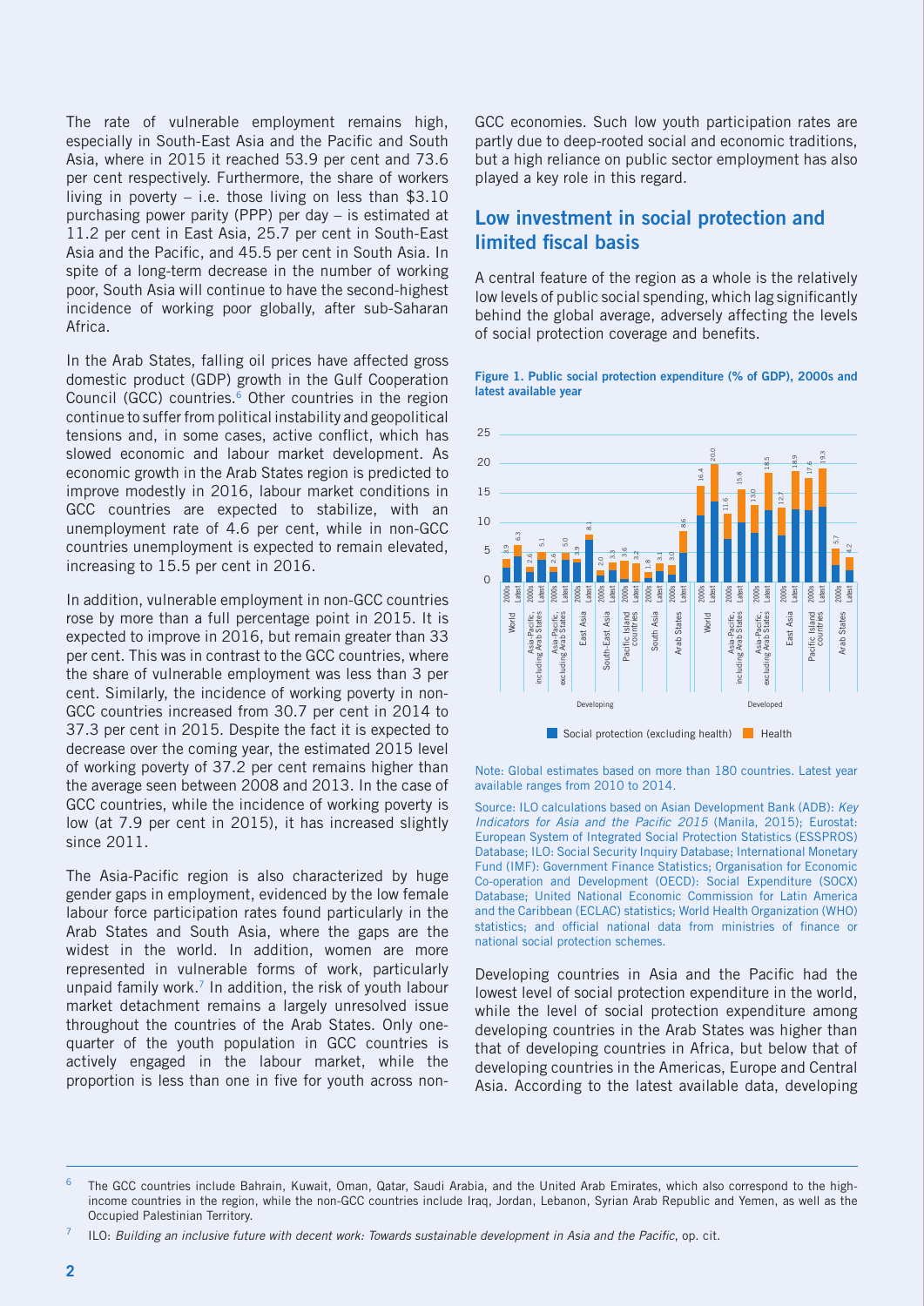The rate of vulnerable employment remains high, especially in South-East Asia and the Pacific and South Asia, where in 2015 it reached 53.9 per cent and 73.6 per cent respectively. Furthermore, the share of workers living in poverty – i.e. those living on less than $3.10 purchasing power parity (PPP) per day – is estimated at 11.2 per cent in East Asia, 25.7 per cent in South-East Asia and the Pacific, and 45.5 per cent in South Asia. In spite of a long-term decrease in the number of working poor, South Asia will continue to have the second-highest incidence of working poor globally, after sub-Saharan Africa.

In the Arab States, falling oil prices have affected gross domestic product (GDP) growth in the Gulf Cooperation Council (GCC) countries.[6] Other countries in the region continue to suffer from political instability and geopolitical tensions and, in some cases, active conflict, which has slowed economic and labour market development. As economic growth in the Arab States region is predicted to improve modestly in 2016, labour market conditions in GCC countries are expected to stabilize, with an unemployment rate of 4.6 per cent, while in non-GCC countries unemployment is expected to remain elevated, increasing to 15.5 per cent in 2016.

In addition, vulnerable employment in non-GCC countries rose by more than a full percentage point in 2015. It is expected to improve in 2016, but remain greater than 33 per cent. This was in contrast to the GCC countries, where the share of vulnerable employment was less than 3 per cent. Similarly, the incidence of working poverty in non-GCC countries increased from 30.7 per cent in 2014 to 37.3 per cent in 2015. Despite the fact it is expected to decrease over the coming year, the estimated 2015 level of working poverty of 37.2 per cent remains higher than the average seen between 2008 and 2013. In the case of GCC countries, while the incidence of working poverty is low (at 7.9 per cent in 2015), it has increased slightly since 2011.

The Asia-Pacific region is also characterized by huge gender gaps in employment, evidenced by the low female labour force participation rates found particularly in the Arab States and South Asia, where the gaps are the widest in the world. In addition, women are more represented in vulnerable forms of work, particularly unpaid family work.[7] In addition, the risk of youth labour market detachment remains a largely unresolved issue throughout the countries of the Arab States. Only one-quarter of the youth population in GCC countries is actively engaged in the labour market, while the proportion is less than one in five for youth across non-GCC economies. Such low youth participation rates are partly due to deep-rooted social and economic traditions, but a high reliance on public sector employment has also played a key role in this regard.

## Low investment in social protection and limited fiscal basis

A central feature of the region as a whole is the relatively low levels of public social spending, which lag significantly behind the global average, adversely affecting the levels of social protection coverage and benefits.

**Figure 1. Public social protection expenditure (% of GDP), 2000s and latest available year**

| Group | Region | 2000s | Latest |
|---|---|---|---|
| Developing | World | 3.9 | 6.3 |
| Developing | Asia-Pacific, including Arab States | 2.6 | 5.1 |
| Developing | Asia-Pacific, excluding Arab States | 2.6 | 5.0 |
| Developing | East Asia | 3.9 | 8.1 |
| Developing | South-East Asia | 2.0 | 3.3 |
| Developing | Pacific Island countries | 3.6 | 3.2 |
| Developing | South Asia | 1.8 | 3.1 |
| Developing | Arab States | 3.0 | 8.6 |
| Developed | World | 16.4 | 20.0 |
| Developed | Asia-Pacific, including Arab States | 11.6 | 15.8 |
| Developed | Asia-Pacific, excluding Arab States | 13.0 | 18.5 |
| Developed | East Asia | 12.7 | 18.9 |
| Developed | Pacific Island countries | 17.6 | 19.3 |
| Developed | Arab States | 5.7 | 4.2 |

Social protection (excluding health) | Health

Note: Global estimates based on more than 180 countries. Latest year available ranges from 2010 to 2014.

Source: ILO calculations based on Asian Development Bank (ADB): *Key Indicators for Asia and the Pacific 2015* (Manila, 2015); Eurostat: European System of Integrated Social Protection Statistics (ESSPROS) Database; ILO: Social Security Inquiry Database; International Monetary Fund (IMF): Government Finance Statistics; Organisation for Economic Co-operation and Development (OECD): Social Expenditure (SOCX) Database; United National Economic Commission for Latin America and the Caribbean (ECLAC) statistics; World Health Organization (WHO) statistics; and official national data from ministries of finance or national social protection schemes.

Developing countries in Asia and the Pacific had the lowest level of social protection expenditure in the world, while the level of social protection expenditure among developing countries in the Arab States was higher than that of developing countries in Africa, but below that of developing countries in the Americas, Europe and Central Asia. According to the latest available data, developing

---

[6] The GCC countries include Bahrain, Kuwait, Oman, Qatar, Saudi Arabia, and the United Arab Emirates, which also correspond to the high-income countries in the region, while the non-GCC countries include Iraq, Jordan, Lebanon, Syrian Arab Republic and Yemen, as well as the Occupied Palestinian Territory.

[7] ILO: *Building an inclusive future with decent work: Towards sustainable development in Asia and the Pacific*, op. cit.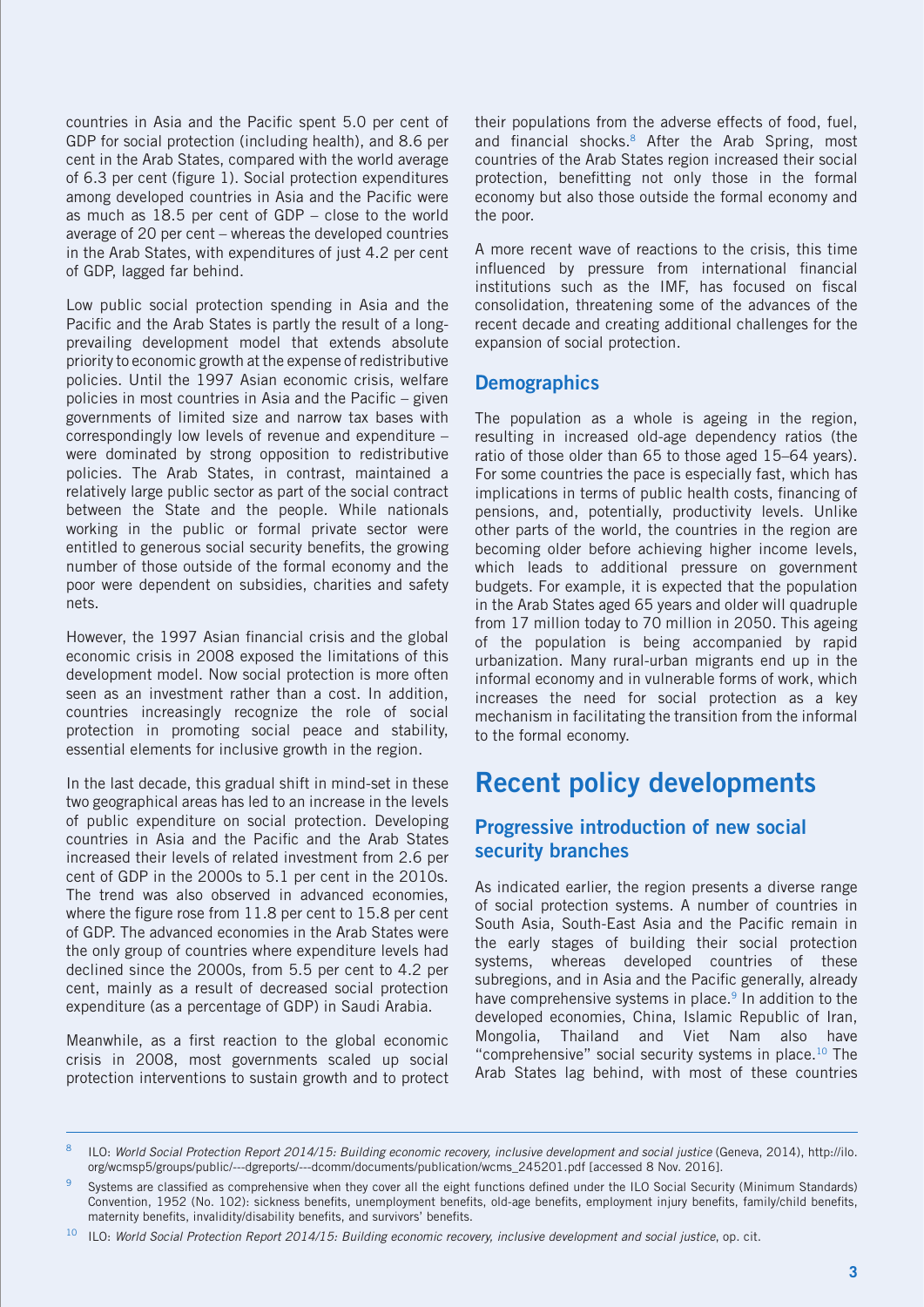countries in Asia and the Pacific spent 5.0 per cent of GDP for social protection (including health), and 8.6 per cent in the Arab States, compared with the world average of 6.3 per cent (figure 1). Social protection expenditures among developed countries in Asia and the Pacific were as much as 18.5 per cent of GDP – close to the world average of 20 per cent – whereas the developed countries in the Arab States, with expenditures of just 4.2 per cent of GDP, lagged far behind.

Low public social protection spending in Asia and the Pacific and the Arab States is partly the result of a long-prevailing development model that extends absolute priority to economic growth at the expense of redistributive policies. Until the 1997 Asian economic crisis, welfare policies in most countries in Asia and the Pacific – given governments of limited size and narrow tax bases with correspondingly low levels of revenue and expenditure – were dominated by strong opposition to redistributive policies. The Arab States, in contrast, maintained a relatively large public sector as part of the social contract between the State and the people. While nationals working in the public or formal private sector were entitled to generous social security benefits, the growing number of those outside of the formal economy and the poor were dependent on subsidies, charities and safety nets.

However, the 1997 Asian financial crisis and the global economic crisis in 2008 exposed the limitations of this development model. Now social protection is more often seen as an investment rather than a cost. In addition, countries increasingly recognize the role of social protection in promoting social peace and stability, essential elements for inclusive growth in the region.

In the last decade, this gradual shift in mind-set in these two geographical areas has led to an increase in the levels of public expenditure on social protection. Developing countries in Asia and the Pacific and the Arab States increased their levels of related investment from 2.6 per cent of GDP in the 2000s to 5.1 per cent in the 2010s. The trend was also observed in advanced economies, where the figure rose from 11.8 per cent to 15.8 per cent of GDP. The advanced economies in the Arab States were the only group of countries where expenditure levels had declined since the 2000s, from 5.5 per cent to 4.2 per cent, mainly as a result of decreased social protection expenditure (as a percentage of GDP) in Saudi Arabia.

Meanwhile, as a first reaction to the global economic crisis in 2008, most governments scaled up social protection interventions to sustain growth and to protect their populations from the adverse effects of food, fuel, and financial shocks.[8] After the Arab Spring, most countries of the Arab States region increased their social protection, benefitting not only those in the formal economy but also those outside the formal economy and the poor.

A more recent wave of reactions to the crisis, this time influenced by pressure from international financial institutions such as the IMF, has focused on fiscal consolidation, threatening some of the advances of the recent decade and creating additional challenges for the expansion of social protection.

### Demographics

The population as a whole is ageing in the region, resulting in increased old-age dependency ratios (the ratio of those older than 65 to those aged 15–64 years). For some countries the pace is especially fast, which has implications in terms of public health costs, financing of pensions, and, potentially, productivity levels. Unlike other parts of the world, the countries in the region are becoming older before achieving higher income levels, which leads to additional pressure on government budgets. For example, it is expected that the population in the Arab States aged 65 years and older will quadruple from 17 million today to 70 million in 2050. This ageing of the population is being accompanied by rapid urbanization. Many rural-urban migrants end up in the informal economy and in vulnerable forms of work, which increases the need for social protection as a key mechanism in facilitating the transition from the informal to the formal economy.

## Recent policy developments

### Progressive introduction of new social security branches

As indicated earlier, the region presents a diverse range of social protection systems. A number of countries in South Asia, South-East Asia and the Pacific remain in the early stages of building their social protection systems, whereas developed countries of these subregions, and in Asia and the Pacific generally, already have comprehensive systems in place.[9] In addition to the developed economies, China, Islamic Republic of Iran, Mongolia, Thailand and Viet Nam also have "comprehensive" social security systems in place.[10] The Arab States lag behind, with most of these countries

---

[8] ILO: *World Social Protection Report 2014/15: Building economic recovery, inclusive development and social justice* (Geneva, 2014), http://ilo.org/wcmsp5/groups/public/---dgreports/---dcomm/documents/publication/wcms_245201.pdf [accessed 8 Nov. 2016].

[9] Systems are classified as comprehensive when they cover all the eight functions defined under the ILO Social Security (Minimum Standards) Convention, 1952 (No. 102): sickness benefits, unemployment benefits, old-age benefits, employment injury benefits, family/child benefits, maternity benefits, invalidity/disability benefits, and survivors' benefits.

[10] ILO: *World Social Protection Report 2014/15: Building economic recovery, inclusive development and social justice*, op. cit.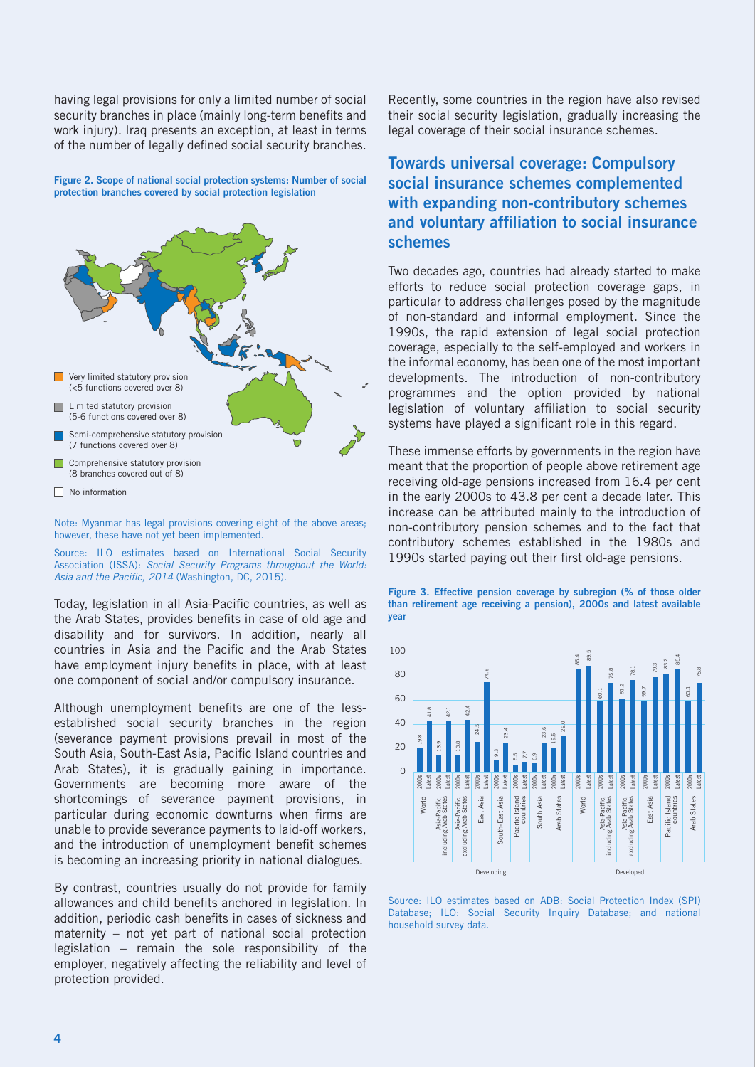having legal provisions for only a limited number of social security branches in place (mainly long-term benefits and work injury). Iraq presents an exception, at least in terms of the number of legally defined social security branches.

**Figure 2. Scope of national social protection systems: Number of social protection branches covered by social protection legislation**

- Very limited statutory provision (<5 functions covered over 8)
- Limited statutory provision (5-6 functions covered over 8)
- Semi-comprehensive statutory provision (7 functions covered over 8)
- Comprehensive statutory provision (8 branches covered out of 8)
- No information

Note: Myanmar has legal provisions covering eight of the above areas; however, these have not yet been implemented.

Source: ILO estimates based on International Social Security Association (ISSA): *Social Security Programs throughout the World: Asia and the Pacific, 2014* (Washington, DC, 2015).

Today, legislation in all Asia-Pacific countries, as well as the Arab States, provides benefits in case of old age and disability and for survivors. In addition, nearly all countries in Asia and the Pacific and the Arab States have employment injury benefits in place, with at least one component of social and/or compulsory insurance.

Although unemployment benefits are one of the less-established social security branches in the region (severance payment provisions prevail in most of the South Asia, South-East Asia, Pacific Island countries and Arab States), it is gradually gaining in importance. Governments are becoming more aware of the shortcomings of severance payment provisions, in particular during economic downturns when firms are unable to provide severance payments to laid-off workers, and the introduction of unemployment benefit schemes is becoming an increasing priority in national dialogues.

By contrast, countries usually do not provide for family allowances and child benefits anchored in legislation. In addition, periodic cash benefits in cases of sickness and maternity – not yet part of national social protection legislation – remain the sole responsibility of the employer, negatively affecting the reliability and level of protection provided.

Recently, some countries in the region have also revised their social security legislation, gradually increasing the legal coverage of their social insurance schemes.

## Towards universal coverage: Compulsory social insurance schemes complemented with expanding non-contributory schemes and voluntary affiliation to social insurance schemes

Two decades ago, countries had already started to make efforts to reduce social protection coverage gaps, in particular to address challenges posed by the magnitude of non-standard and informal employment. Since the 1990s, the rapid extension of legal social protection coverage, especially to the self-employed and workers in the informal economy, has been one of the most important developments. The introduction of non-contributory programmes and the option provided by national legislation of voluntary affiliation to social security systems have played a significant role in this regard.

These immense efforts by governments in the region have meant that the proportion of people above retirement age receiving old-age pensions increased from 16.4 per cent in the early 2000s to 43.8 per cent a decade later. This increase can be attributed mainly to the introduction of non-contributory pension schemes and to the fact that contributory schemes established in the 1980s and 1990s started paying out their first old-age pensions.

**Figure 3. Effective pension coverage by subregion (% of those older than retirement age receiving a pension), 2000s and latest available year**

| | Subregion | 2000s | Latest |
|---|---|---|---|
| Developing | World | 19.8 | 41.8 |
| | Asia-Pacific, including Arab States | 13.9 | 42.1 |
| | Asia-Pacific, excluding Arab States | 13.8 | 42.4 |
| | East Asia | 24.5 | 74.5 |
| | South-East Asia | 9.3 | 23.4 |
| | Pacific Island countries | 5.5 | 7.7 |
| | South Asia | 6.9 | 23.6 |
| | Arab States | 19.5 | 29.0 |
| Developed | World | 86.4 | 89.5 |
| | Asia-Pacific, including Arab States | 60.1 | 75.8 |
| | Asia-Pacific, excluding Arab States | 61.2 | 78.1 |
| | East Asia | 59.7 | 79.3 |
| | Pacific Island countries | 83.2 | 85.4 |
| | Arab States | 60.1 | 75.8 |

Source: ILO estimates based on ADB: Social Protection Index (SPI) Database; ILO: Social Security Inquiry Database; and national household survey data.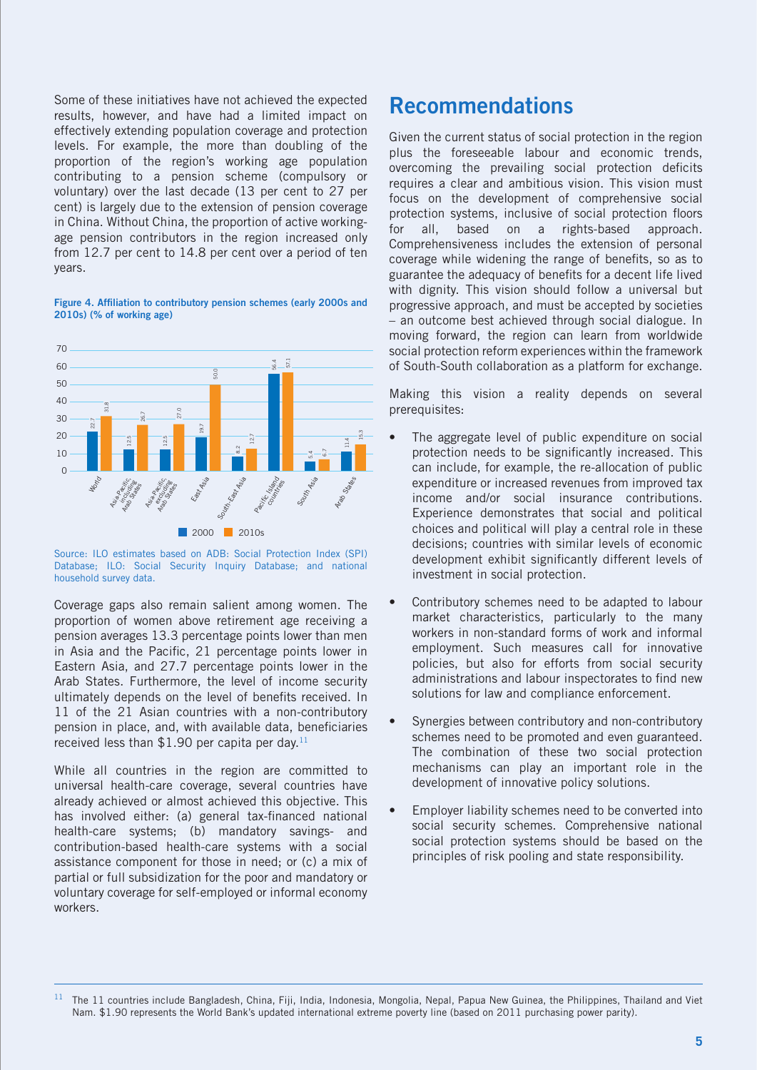Some of these initiatives have not achieved the expected results, however, and have had a limited impact on effectively extending population coverage and protection levels. For example, the more than doubling of the proportion of the region's working age population contributing to a pension scheme (compulsory or voluntary) over the last decade (13 per cent to 27 per cent) is largely due to the extension of pension coverage in China. Without China, the proportion of active working-age pension contributors in the region increased only from 12.7 per cent to 14.8 per cent over a period of ten years.

**Figure 4. Affiliation to contributory pension schemes (early 2000s and 2010s) (% of working age)**

| Region | 2000 | 2010s |
|---|---|---|
| World | 22.7 | 31.8 |
| Asia-Pacific including Arab States | 12.5 | 26.7 |
| Asia-Pacific excluding Arab States | 12.5 | 27.0 |
| East Asia | 19.7 | 50.0 |
| South-East Asia | 8.2 | 12.7 |
| Pacific Island countries | 56.4 | 57.1 |
| South Asia | 5.4 | 6.7 |
| Arab States | 11.4 | 15.3 |

Source: ILO estimates based on ADB: Social Protection Index (SPI) Database; ILO: Social Security Inquiry Database; and national household survey data.

Coverage gaps also remain salient among women. The proportion of women above retirement age receiving a pension averages 13.3 percentage points lower than men in Asia and the Pacific, 21 percentage points lower in Eastern Asia, and 27.7 percentage points lower in the Arab States. Furthermore, the level of income security ultimately depends on the level of benefits received. In 11 of the 21 Asian countries with a non-contributory pension in place, and, with available data, beneficiaries received less than $1.90 per capita per day.[11]

While all countries in the region are committed to universal health-care coverage, several countries have already achieved or almost achieved this objective. This has involved either: (a) general tax-financed national health-care systems; (b) mandatory savings- and contribution-based health-care systems with a social assistance component for those in need; or (c) a mix of partial or full subsidization for the poor and mandatory or voluntary coverage for self-employed or informal economy workers.

## Recommendations

Given the current status of social protection in the region plus the foreseeable labour and economic trends, overcoming the prevailing social protection deficits requires a clear and ambitious vision. This vision must focus on the development of comprehensive social protection systems, inclusive of social protection floors for all, based on a rights-based approach. Comprehensiveness includes the extension of personal coverage while widening the range of benefits, so as to guarantee the adequacy of benefits for a decent life lived with dignity. This vision should follow a universal but progressive approach, and must be accepted by societies – an outcome best achieved through social dialogue. In moving forward, the region can learn from worldwide social protection reform experiences within the framework of South-South collaboration as a platform for exchange.

Making this vision a reality depends on several prerequisites:

- The aggregate level of public expenditure on social protection needs to be significantly increased. This can include, for example, the re-allocation of public expenditure or increased revenues from improved tax income and/or social insurance contributions. Experience demonstrates that social and political choices and political will play a central role in these decisions; countries with similar levels of economic development exhibit significantly different levels of investment in social protection.
- Contributory schemes need to be adapted to labour market characteristics, particularly to the many workers in non-standard forms of work and informal employment. Such measures call for innovative policies, but also for efforts from social security administrations and labour inspectorates to find new solutions for law and compliance enforcement.
- Synergies between contributory and non-contributory schemes need to be promoted and even guaranteed. The combination of these two social protection mechanisms can play an important role in the development of innovative policy solutions.
- Employer liability schemes need to be converted into social security schemes. Comprehensive national social protection systems should be based on the principles of risk pooling and state responsibility.

---

[11] The 11 countries include Bangladesh, China, Fiji, India, Indonesia, Mongolia, Nepal, Papua New Guinea, the Philippines, Thailand and Viet Nam. $1.90 represents the World Bank's updated international extreme poverty line (based on 2011 purchasing power parity).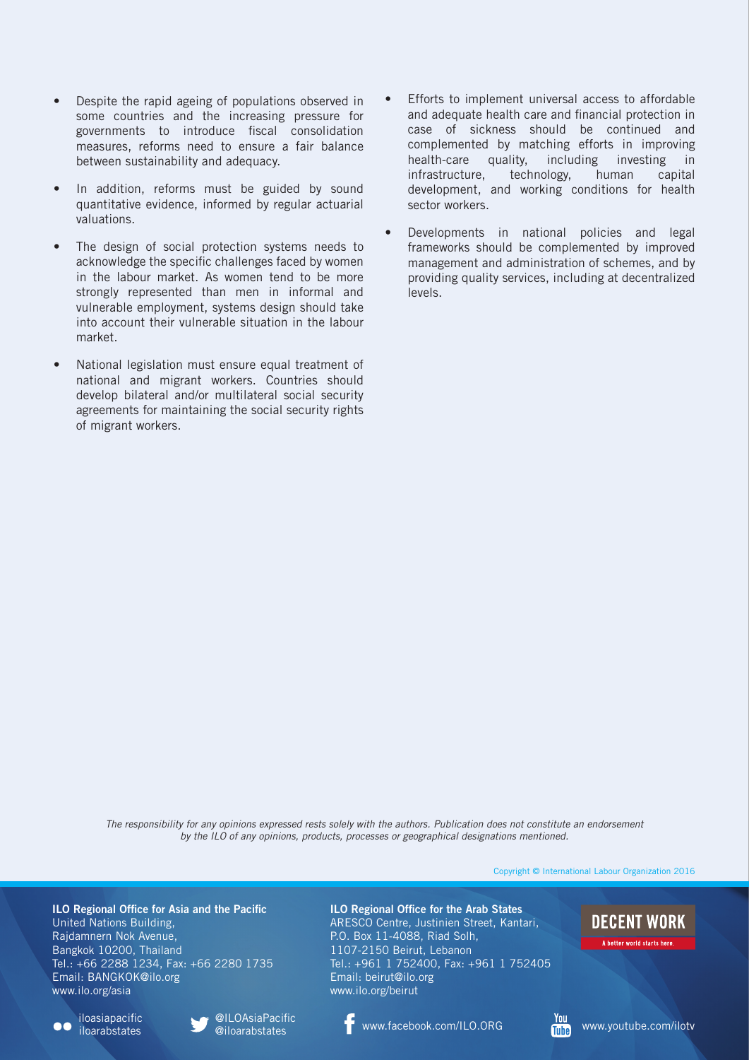- Despite the rapid ageing of populations observed in some countries and the increasing pressure for governments to introduce fiscal consolidation measures, reforms need to ensure a fair balance between sustainability and adequacy.
- In addition, reforms must be guided by sound quantitative evidence, informed by regular actuarial valuations.
- The design of social protection systems needs to acknowledge the specific challenges faced by women in the labour market. As women tend to be more strongly represented than men in informal and vulnerable employment, systems design should take into account their vulnerable situation in the labour market.
- National legislation must ensure equal treatment of national and migrant workers. Countries should develop bilateral and/or multilateral social security agreements for maintaining the social security rights of migrant workers.
- Efforts to implement universal access to affordable and adequate health care and financial protection in case of sickness should be continued and complemented by matching efforts in improving health-care quality, including investing in infrastructure, technology, human capital development, and working conditions for health sector workers.
- Developments in national policies and legal frameworks should be complemented by improved management and administration of schemes, and by providing quality services, including at decentralized levels.

*The responsibility for any opinions expressed rests solely with the authors. Publication does not constitute an endorsement by the ILO of any opinions, products, processes or geographical designations mentioned.*

Copyright © International Labour Organization 2016

**ILO Regional Office for Asia and the Pacific**
United Nations Building,
Rajdamnern Nok Avenue,
Bangkok 10200, Thailand
Tel.: +66 2288 1234, Fax: +66 2280 1735
Email: BANGKOK@ilo.org
www.ilo.org/asia

**ILO Regional Office for the Arab States**
ARESCO Centre, Justinien Street, Kantari,
P.O. Box 11-4088, Riad Solh,
1107-2150 Beirut, Lebanon
Tel.: +961 1 752400, Fax: +961 1 752405
Email: beirut@ilo.org
www.ilo.org/beirut

**DECENT WORK**
A better world starts here.

iloasiapacific
iloarabstates

@ILOAsiaPacific
@iloarabstates

www.facebook.com/ILO.ORG

www.youtube.com/ilotv